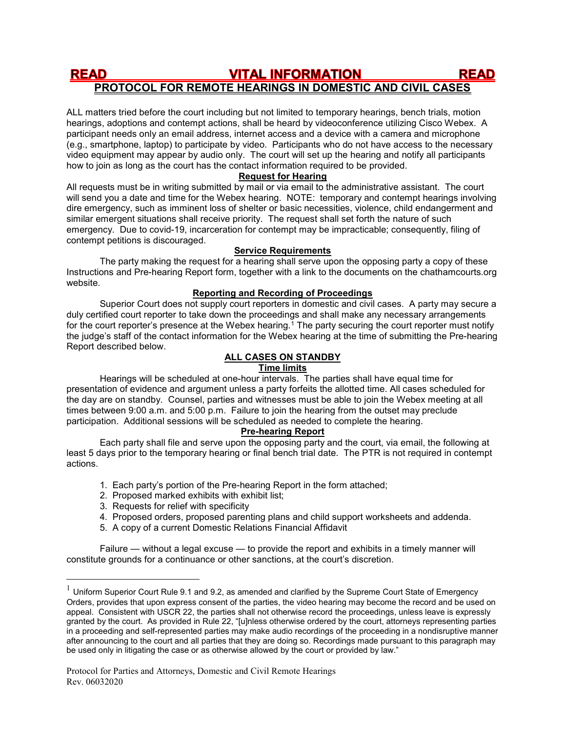**READ VITAL INFORMATION READ**

# PROTOCOL FOR REMOTE HEARINGS IN DOMESTIC AND CIVIL CASES

ALL matters tried before the court including but not limited to temporary hearings, bench trials, motion hearings, adoptions and contempt actions, shall be heard by videoconference utilizing Cisco Webex. A participant needs only an email address, internet access and a device with a camera and microphone (e.g., smartphone, laptop) to participate by video. Participants who do not have access to the necessary video equipment may appear by audio only. The court will set up the hearing and notify all participants how to join as long as the court has the contact information required to be provided.

## Request for Hearing

All requests must be in writing submitted by mail or via email to the administrative assistant. The court will send you a date and time for the Webex hearing. NOTE: temporary and contempt hearings involving dire emergency, such as imminent loss of shelter or basic necessities, violence, child endangerment and similar emergent situations shall receive priority. The request shall set forth the nature of such emergency. Due to covid-19, incarceration for contempt may be impracticable; consequently, filing of contempt petitions is discouraged.

## Service Requirements

The party making the request for a hearing shall serve upon the opposing party a copy of these Instructions and Pre-hearing Report form, together with a link to the documents on the chathamcourts.org website.

## Reporting and Recording of Proceedings

Superior Court does not supply court reporters in domestic and civil cases. A party may secure a duly certified court reporter to take down the proceedings and shall make any necessary arrangements for the court reporter's presence at the Webex hearing.[1] The party securing the court reporter must notify the judge's staff of the contact information for the Webex hearing at the time of submitting the Pre-hearing Report described below.

## ALL CASES ON STANDBY

### Time limits

Hearings will be scheduled at one-hour intervals. The parties shall have equal time for presentation of evidence and argument unless a party forfeits the allotted time. All cases scheduled for the day are on standby. Counsel, parties and witnesses must be able to join the Webex meeting at all times between 9:00 a.m. and 5:00 p.m. Failure to join the hearing from the outset may preclude participation. Additional sessions will be scheduled as needed to complete the hearing.

### Pre-hearing Report

Each party shall file and serve upon the opposing party and the court, via email, the following at least 5 days prior to the temporary hearing or final bench trial date. The PTR is not required in contempt actions.

1. Each party's portion of the Pre-hearing Report in the form attached;
2. Proposed marked exhibits with exhibit list;
3. Requests for relief with specificity
4. Proposed orders, proposed parenting plans and child support worksheets and addenda.
5. A copy of a current Domestic Relations Financial Affidavit

Failure — without a legal excuse — to provide the report and exhibits in a timely manner will constitute grounds for a continuance or other sanctions, at the court's discretion.

---

[1] Uniform Superior Court Rule 9.1 and 9.2, as amended and clarified by the Supreme Court State of Emergency Orders, provides that upon express consent of the parties, the video hearing may become the record and be used on appeal. Consistent with USCR 22, the parties shall not otherwise record the proceedings, unless leave is expressly granted by the court. As provided in Rule 22, "[u]nless otherwise ordered by the court, attorneys representing parties in a proceeding and self-represented parties may make audio recordings of the proceeding in a nondisruptive manner after announcing to the court and all parties that they are doing so. Recordings made pursuant to this paragraph may be used only in litigating the case or as otherwise allowed by the court or provided by law."

Protocol for Parties and Attorneys, Domestic and Civil Remote Hearings
Rev. 06032020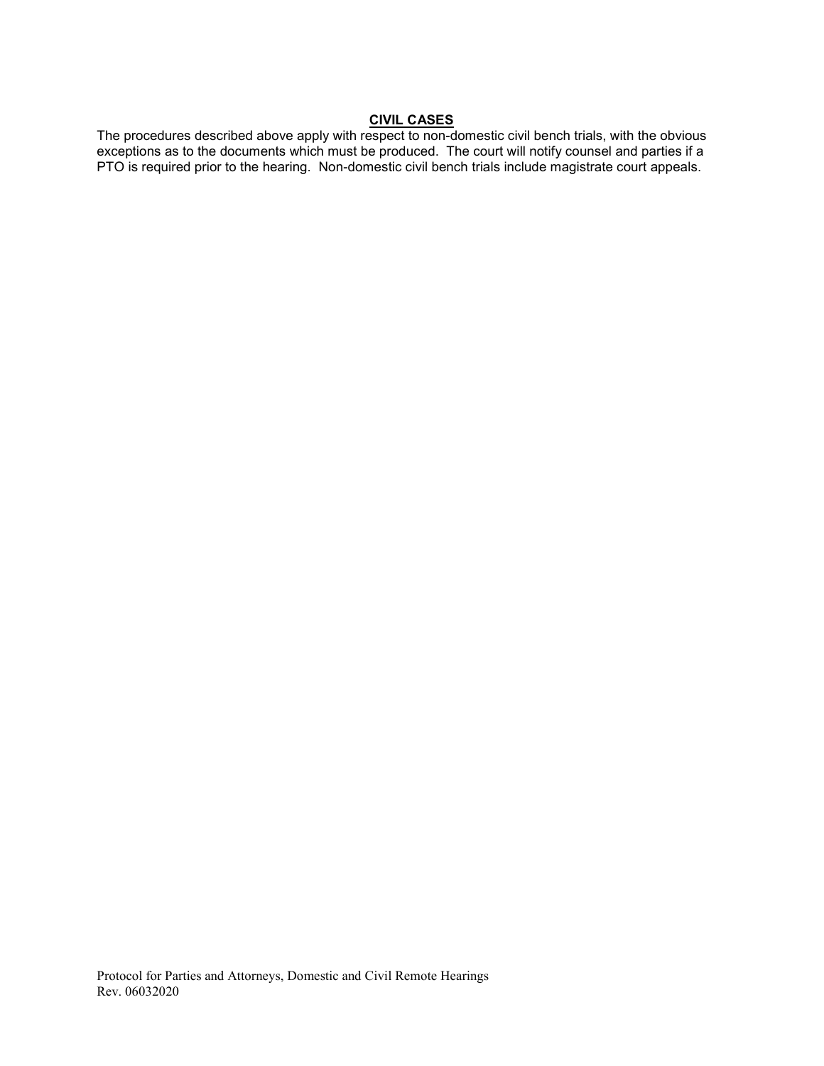## CIVIL CASES

The procedures described above apply with respect to non-domestic civil bench trials, with the obvious exceptions as to the documents which must be produced. The court will notify counsel and parties if a PTO is required prior to the hearing. Non-domestic civil bench trials include magistrate court appeals.